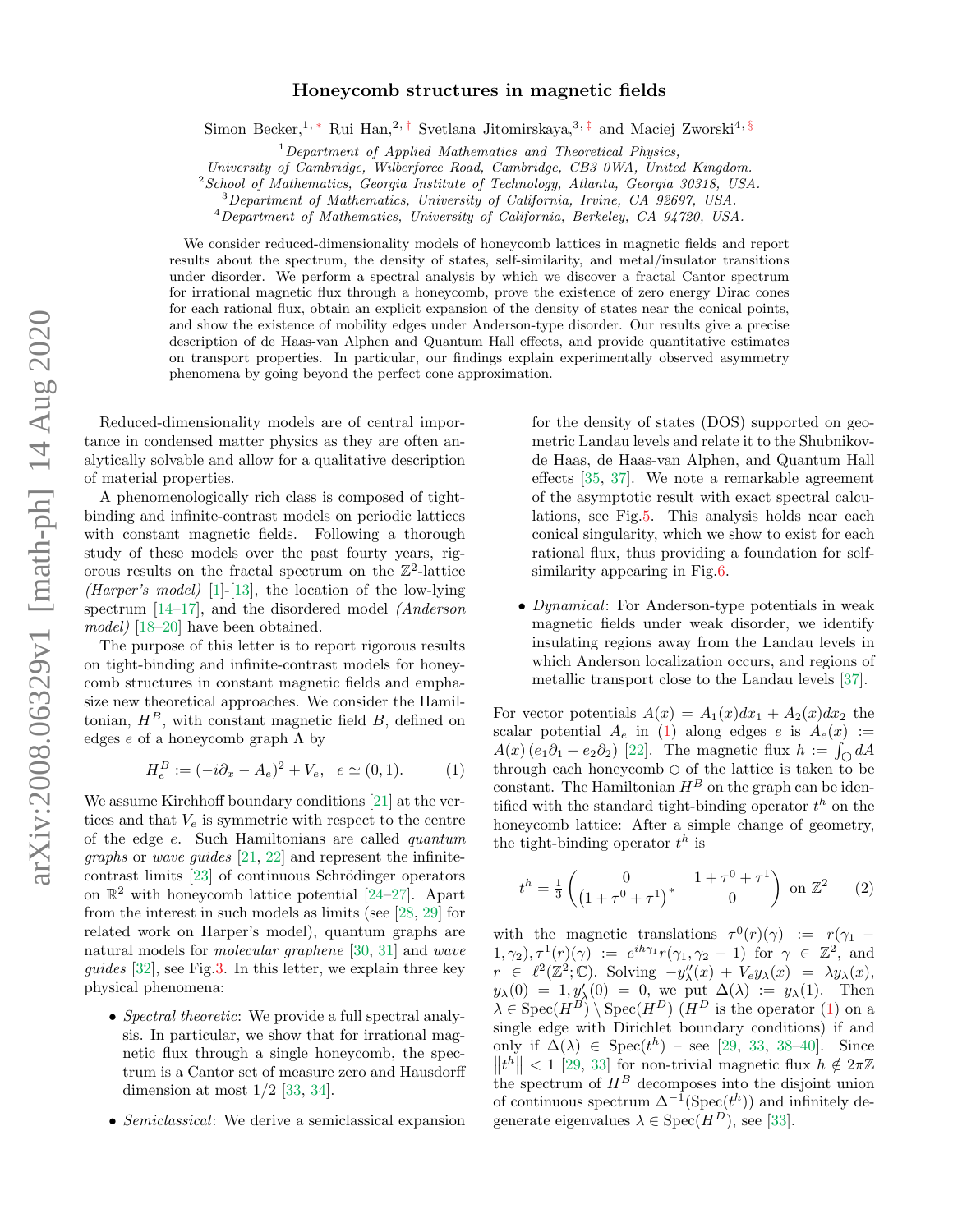# Honeycomb structures in magnetic fields

Simon Becker,[1,*] Rui Han,[2,†] Svetlana Jitomirskaya,[3,‡] and Maciej Zworski[4,§]

[1] *Department of Applied Mathematics and Theoretical Physics, University of Cambridge, Wilberforce Road, Cambridge, CB3 0WA, United Kingdom.*
[2] *School of Mathematics, Georgia Institute of Technology, Atlanta, Georgia 30318, USA.*
[3] *Department of Mathematics, University of California, Irvine, CA 92697, USA.*
[4] *Department of Mathematics, University of California, Berkeley, CA 94720, USA.*

We consider reduced-dimensionality models of honeycomb lattices in magnetic fields and report results about the spectrum, the density of states, self-similarity, and metal/insulator transitions under disorder. We perform a spectral analysis by which we discover a fractal Cantor spectrum for irrational magnetic flux through a honeycomb, prove the existence of zero energy Dirac cones for each rational flux, obtain an explicit expansion of the density of states near the conical points, and show the existence of mobility edges under Anderson-type disorder. Our results give a precise description of de Haas-van Alphen and Quantum Hall effects, and provide quantitative estimates on transport properties. In particular, our findings explain experimentally observed asymmetry phenomena by going beyond the perfect cone approximation.

Reduced-dimensionality models are of central importance in condensed matter physics as they are often analytically solvable and allow for a qualitative description of material properties.

A phenomenologically rich class is composed of tight-binding and infinite-contrast models on periodic lattices with constant magnetic fields. Following a thorough study of these models over the past fourty years, rigorous results on the fractal spectrum on the $\mathbb{Z}^2$-lattice *(Harper's model)* [1]-[13], the location of the low-lying spectrum [14–17], and the disordered model *(Anderson model)* [18–20] have been obtained.

The purpose of this letter is to report rigorous results on tight-binding and infinite-contrast models for honeycomb structures in constant magnetic fields and emphasize new theoretical approaches. We consider the Hamiltonian, $H^B$, with constant magnetic field $B$, defined on edges $e$ of a honeycomb graph $\Lambda$ by

$$H^B_e := (-i\partial_x - A_e)^2 + V_e, \quad e \simeq (0,1). \tag{1}$$

We assume Kirchhoff boundary conditions [21] at the vertices and that $V_e$ is symmetric with respect to the centre of the edge $e$. Such Hamiltonians are called *quantum graphs* or *wave guides* [21, 22] and represent the infinite-contrast limits [23] of continuous Schrödinger operators on $\mathbb{R}^2$ with honeycomb lattice potential [24–27]. Apart from the interest in such models as limits (see [28, 29] for related work on Harper's model), quantum graphs are natural models for *molecular graphene* [30, 31] and *wave guides* [32], see Fig.3. In this letter, we explain three key physical phenomena:

- *Spectral theoretic*: We provide a full spectral analysis. In particular, we show that for irrational magnetic flux through a single honeycomb, the spectrum is a Cantor set of measure zero and Hausdorff dimension at most 1/2 [33, 34].
- *Semiclassical*: We derive a semiclassical expansion for the density of states (DOS) supported on geometric Landau levels and relate it to the Shubnikov-de Haas, de Haas-van Alphen, and Quantum Hall effects [35, 37]. We note a remarkable agreement of the asymptotic result with exact spectral calculations, see Fig.5. This analysis holds near each conical singularity, which we show to exist for each rational flux, thus providing a foundation for self-similarity appearing in Fig.6.
- *Dynamical*: For Anderson-type potentials in weak magnetic fields under weak disorder, we identify insulating regions away from the Landau levels in which Anderson localization occurs, and regions of metallic transport close to the Landau levels [37].

For vector potentials $A(x) = A_1(x)dx_1 + A_2(x)dx_2$ the scalar potential $A_e$ in (1) along edges $e$ is $A_e(x) := A(x)(e_1\partial_1 + e_2\partial_2)$ [22]. The magnetic flux $h := \int_{\hexagon} dA$ through each honeycomb $\hexagon$ of the lattice is taken to be constant. The Hamiltonian $H^B$ on the graph can be identified with the standard tight-binding operator $t^h$ on the honeycomb lattice: After a simple change of geometry, the tight-binding operator $t^h$ is

$$t^h = \tfrac{1}{3}\begin{pmatrix} 0 & 1+\tau^0+\tau^1 \\ \left(1+\tau^0+\tau^1\right)^* & 0 \end{pmatrix} \text{ on } \mathbb{Z}^2 \tag{2}$$

with the magnetic translations $\tau^0(r)(\gamma) := r(\gamma_1 - 1, \gamma_2)$, $\tau^1(r)(\gamma) := e^{ih\gamma_1} r(\gamma_1, \gamma_2 - 1)$ for $\gamma \in \mathbb{Z}^2$, and $r \in \ell^2(\mathbb{Z}^2;\mathbb{C})$. Solving $-y_\lambda''(x) + V_e y_\lambda(x) = \lambda y_\lambda(x)$, $y_\lambda(0) = 1$, $y_\lambda'(0) = 0$, we put $\Delta(\lambda) := y_\lambda(1)$. Then $\lambda \in \operatorname{Spec}(H^B) \setminus \operatorname{Spec}(H^D)$ ($H^D$ is the operator (1) on a single edge with Dirichlet boundary conditions) if and only if $\Delta(\lambda) \in \operatorname{Spec}(t^h)$ – see [29, 33, 38–40]. Since $\left\|t^h\right\| < 1$ [29, 33] for non-trivial magnetic flux $h \notin 2\pi\mathbb{Z}$ the spectrum of $H^B$ decomposes into the disjoint union of continuous spectrum $\Delta^{-1}(\operatorname{Spec}(t^h))$ and infinitely degenerate eigenvalues $\lambda \in \operatorname{Spec}(H^D)$, see [33].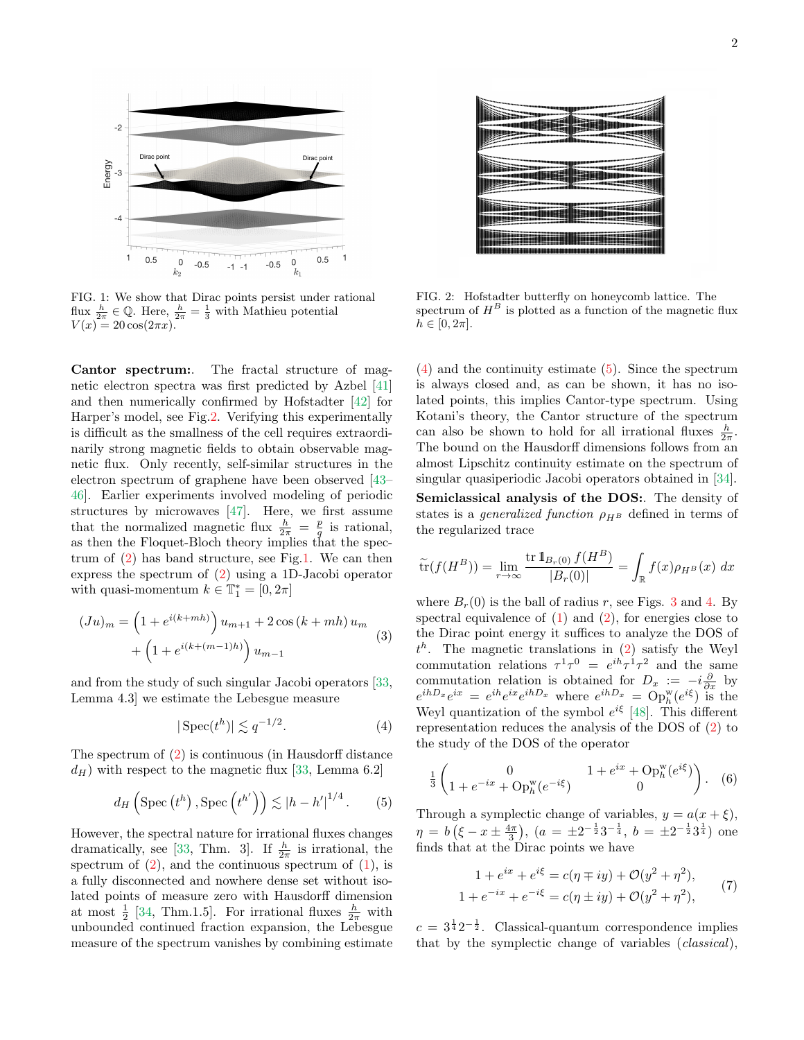FIG. 1: We show that Dirac points persist under rational flux $\frac{h}{2\pi} \in \mathbb{Q}$. Here, $\frac{h}{2\pi} = \frac{1}{3}$ with Mathieu potential $V(x) = 20\cos(2\pi x)$.

FIG. 2: Hofstadter butterfly on honeycomb lattice. The spectrum of $H^B$ is plotted as a function of the magnetic flux $h \in [0, 2\pi]$.

**Cantor spectrum:**. The fractal structure of magnetic electron spectra was first predicted by Azbel [41] and then numerically confirmed by Hofstadter [42] for Harper's model, see Fig.2. Verifying this experimentally is difficult as the smallness of the cell requires extraordinarily strong magnetic fields to obtain observable magnetic flux. Only recently, self-similar structures in the electron spectrum of graphene have been observed [43–46]. Earlier experiments involved modeling of periodic structures by microwaves [47]. Here, we first assume that the normalized magnetic flux $\frac{h}{2\pi} = \frac{p}{q}$ is rational, as then the Floquet-Bloch theory implies that the spectrum of (2) has band structure, see Fig.1. We can then express the spectrum of (2) using a 1D-Jacobi operator with quasi-momentum $k \in \mathbb{T}_1^* = [0, 2\pi]$

$$(Ju)_m = \left(1 + e^{i(k+mh)}\right) u_{m+1} + 2\cos(k+mh)\, u_m + \left(1 + e^{i(k+(m-1)h)}\right) u_{m-1} \tag{3}$$

and from the study of such singular Jacobi operators [33, Lemma 4.3] we estimate the Lebesgue measure

$$|\operatorname{Spec}(t^h)| \lesssim q^{-1/2}. \tag{4}$$

The spectrum of (2) is continuous (in Hausdorff distance $d_H$) with respect to the magnetic flux [33, Lemma 6.2]

$$d_H\left(\operatorname{Spec}\left(t^h\right), \operatorname{Spec}\left(t^{h'}\right)\right) \lesssim |h - h'|^{1/4}. \tag{5}$$

However, the spectral nature for irrational fluxes changes dramatically, see [33, Thm. 3]. If $\frac{h}{2\pi}$ is irrational, the spectrum of (2), and the continuous spectrum of (1), is a fully disconnected and nowhere dense set without isolated points of measure zero with Hausdorff dimension at most $\frac{1}{2}$ [34, Thm.1.5]. For irrational fluxes $\frac{h}{2\pi}$ with unbounded continued fraction expansion, the Lebesgue measure of the spectrum vanishes by combining estimate (4) and the continuity estimate (5). Since the spectrum is always closed and, as can be shown, it has no isolated points, this implies Cantor-type spectrum. Using Kotani's theory, the Cantor structure of the spectrum can also be shown to hold for all irrational fluxes $\frac{h}{2\pi}$. The bound on the Hausdorff dimensions follows from an almost Lipschitz continuity estimate on the spectrum of singular quasiperiodic Jacobi operators obtained in [34].

**Semiclassical analysis of the DOS:**. The density of states is a *generalized function* $\rho_{H^B}$ defined in terms of the regularized trace

$$\widetilde{\operatorname{tr}}(f(H^B)) = \lim_{r\to\infty} \frac{\operatorname{tr} \mathbb{1}_{B_r(0)}\, f(H^B)}{|B_r(0)|} = \int_{\mathbb{R}} f(x)\rho_{H^B}(x)\, dx$$

where $B_r(0)$ is the ball of radius $r$, see Figs. 3 and 4. By spectral equivalence of (1) and (2), for energies close to the Dirac point energy it suffices to analyze the DOS of $t^h$. The magnetic translations in (2) satisfy the Weyl commutation relations $\tau^1\tau^0 = e^{ih}\tau^1\tau^2$ and the same commutation relation is obtained for $D_x := -i\frac{\partial}{\partial x}$ by $e^{ihD_x}e^{ix} = e^{ih}e^{ix}e^{ihD_x}$ where $e^{ihD_x} = \operatorname{Op}_h^{\mathrm{w}}(e^{i\xi})$ is the Weyl quantization of the symbol $e^{i\xi}$ [48]. This different representation reduces the analysis of the DOS of (2) to the study of the DOS of the operator

$$\frac{1}{3}\begin{pmatrix} 0 & 1 + e^{ix} + \operatorname{Op}_h^{\mathrm{w}}(e^{i\xi}) \\ 1 + e^{-ix} + \operatorname{Op}_h^{\mathrm{w}}(e^{-i\xi}) & 0 \end{pmatrix}. \tag{6}$$

Through a symplectic change of variables, $y = a(x + \xi)$, $\eta = b\left(\xi - x \pm \frac{4\pi}{3}\right)$, ($a = \pm 2^{-\frac{1}{2}}3^{-\frac{1}{4}}$, $b = \pm 2^{-\frac{1}{2}}3^{\frac{1}{4}}$) one finds that at the Dirac points we have

$$\begin{aligned} 1 + e^{ix} + e^{i\xi} &= c(\eta \mp iy) + \mathcal{O}(y^2 + \eta^2), \\ 1 + e^{-ix} + e^{-i\xi} &= c(\eta \pm iy) + \mathcal{O}(y^2 + \eta^2), \end{aligned} \tag{7}$$

$c = 3^{\frac{1}{4}}2^{-\frac{1}{2}}$. Classical-quantum correspondence implies that by the symplectic change of variables (*classical*),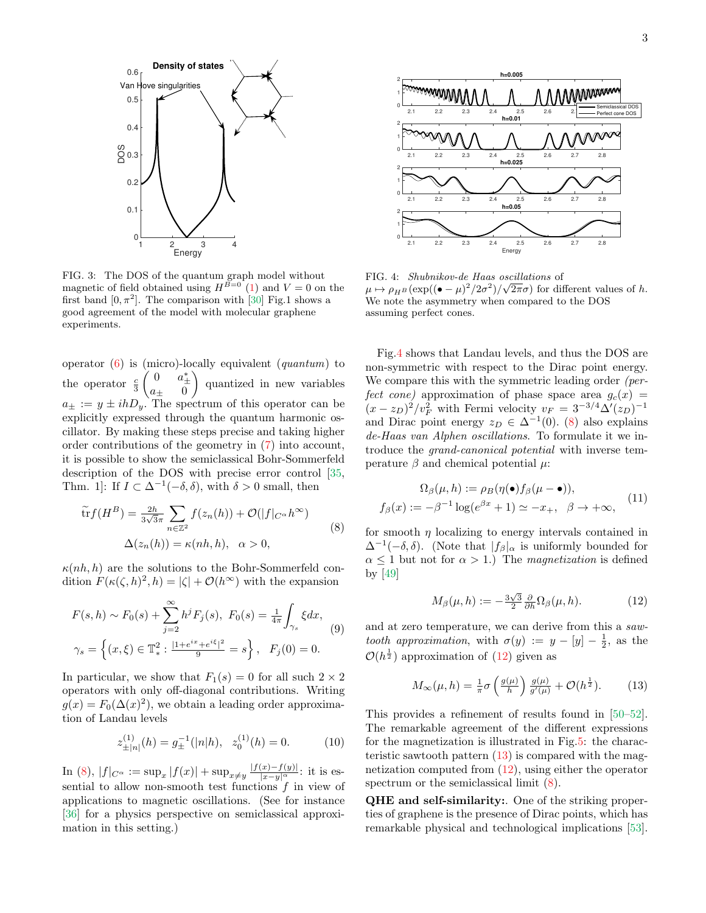FIG. 3: The DOS of the quantum graph model without magnetic of field obtained using $H^{B=0}$ (1) and $V=0$ on the first band $[0,\pi^2]$. The comparison with [30] Fig.1 shows a good agreement of the model with molecular graphene experiments.

FIG. 4: *Shubnikov-de Haas oscillations* of $\mu \mapsto \rho_{H^B}(\exp((\bullet-\mu)^2/2\sigma^2)/\sqrt{2\pi}\sigma)$ for different values of $h$. We note the asymmetry when compared to the DOS assuming perfect cones.

operator (6) is (micro)-locally equivalent (*quantum*) to the operator $\frac{c}{3}\begin{pmatrix} 0 & a_\pm^* \\ a_\pm & 0 \end{pmatrix}$ quantized in new variables $a_\pm := y \pm ihD_y$. The spectrum of this operator can be explicitly expressed through the quantum harmonic oscillator. By making these steps precise and taking higher order contributions of the geometry in (7) into account, it is possible to show the semiclassical Bohr-Sommerfeld description of the DOS with precise error control [35, Thm. 1]: If $I \subset \Delta^{-1}(-\delta,\delta)$, with $\delta>0$ small, then

$$
\begin{aligned}
\widetilde{\operatorname{tr}} f(H^B) &= \tfrac{2h}{3\sqrt{3}\pi} \sum_{n\in\mathbb{Z}^2} f(z_n(h)) + \mathcal{O}(|f|_{C^\alpha} h^\infty) \\
\Delta(z_n(h)) &= \kappa(nh,h), \quad \alpha>0,
\end{aligned} \tag{8}
$$

$\kappa(nh,h)$ are the solutions to the Bohr-Sommerfeld condition $F(\kappa(\zeta,h)^2,h) = |\zeta| + \mathcal{O}(h^\infty)$ with the expansion

$$
\begin{aligned}
F(s,h) &\sim F_0(s) + \sum_{j=2}^\infty h^j F_j(s), \;\; F_0(s) = \tfrac{1}{4\pi}\int_{\gamma_s} \xi dx, \\
\gamma_s &= \left\{(x,\xi)\in \mathbb{T}^2_* : \tfrac{|1+e^{ix}+e^{i\xi}|^2}{9} = s\right\}, \quad F_j(0)=0.
\end{aligned} \tag{9}
$$

In particular, we show that $F_1(s)=0$ for all such $2\times 2$ operators with only off-diagonal contributions. Writing $g(x) = F_0(\Delta(x)^2)$, we obtain a leading order approximation of Landau levels

$$
z^{(1)}_{\pm|n|}(h) = g_\pm^{-1}(|n|h), \quad z_0^{(1)}(h) = 0. \tag{10}
$$

In (8), $|f|_{C^\alpha} := \sup_x |f(x)| + \sup_{x\neq y} \frac{|f(x)-f(y)|}{|x-y|^\alpha}$: it is essential to allow non-smooth test functions $f$ in view of applications to magnetic oscillations. (See for instance [36] for a physics perspective on semiclassical approximation in this setting.)

Fig.4 shows that Landau levels, and thus the DOS are non-symmetric with respect to the Dirac point energy. We compare this with the symmetric leading order *(perfect cone)* approximation of phase space area $g_c(x) = (x-z_D)^2/v_F^2$ with Fermi velocity $v_F = 3^{-3/4}\Delta'(z_D)^{-1}$ and Dirac point energy $z_D \in \Delta^{-1}(0)$. (8) also explains *de-Haas van Alphen oscillations*. To formulate it we introduce the *grand-canonical potential* with inverse temperature $\beta$ and chemical potential $\mu$:

$$
\begin{aligned}
\Omega_\beta(\mu,h) &:= \rho_B(\eta(\bullet) f_\beta(\mu-\bullet)), \\
f_\beta(x) &:= -\beta^{-1}\log(e^{\beta x}+1) \simeq -x_+, \quad \beta\to+\infty,
\end{aligned} \tag{11}
$$

for smooth $\eta$ localizing to energy intervals contained in $\Delta^{-1}(-\delta,\delta)$. (Note that $|f_\beta|_\alpha$ is uniformly bounded for $\alpha\le 1$ but not for $\alpha>1$.) The *magnetization* is defined by [49]

$$
M_\beta(\mu,h) := -\tfrac{3\sqrt{3}}{2}\tfrac{\partial}{\partial h}\Omega_\beta(\mu,h). \tag{12}
$$

and at zero temperature, we can derive from this a *sawtooth approximation*, with $\sigma(y) := y - [y] - \frac{1}{2}$, as the $\mathcal{O}(h^{\frac12})$ approximation of (12) given as

$$
M_\infty(\mu,h) = \tfrac{1}{\pi}\sigma\left(\tfrac{g(\mu)}{h}\right)\tfrac{g(\mu)}{g'(\mu)} + \mathcal{O}(h^{\frac12}). \tag{13}
$$

This provides a refinement of results found in [50–52]. The remarkable agreement of the different expressions for the magnetization is illustrated in Fig.5: the characteristic sawtooth pattern (13) is compared with the magnetization computed from (12), using either the operator spectrum or the semiclassical limit (8).

**QHE and self-similarity:**. One of the striking properties of graphene is the presence of Dirac points, which has remarkable physical and technological implications [53].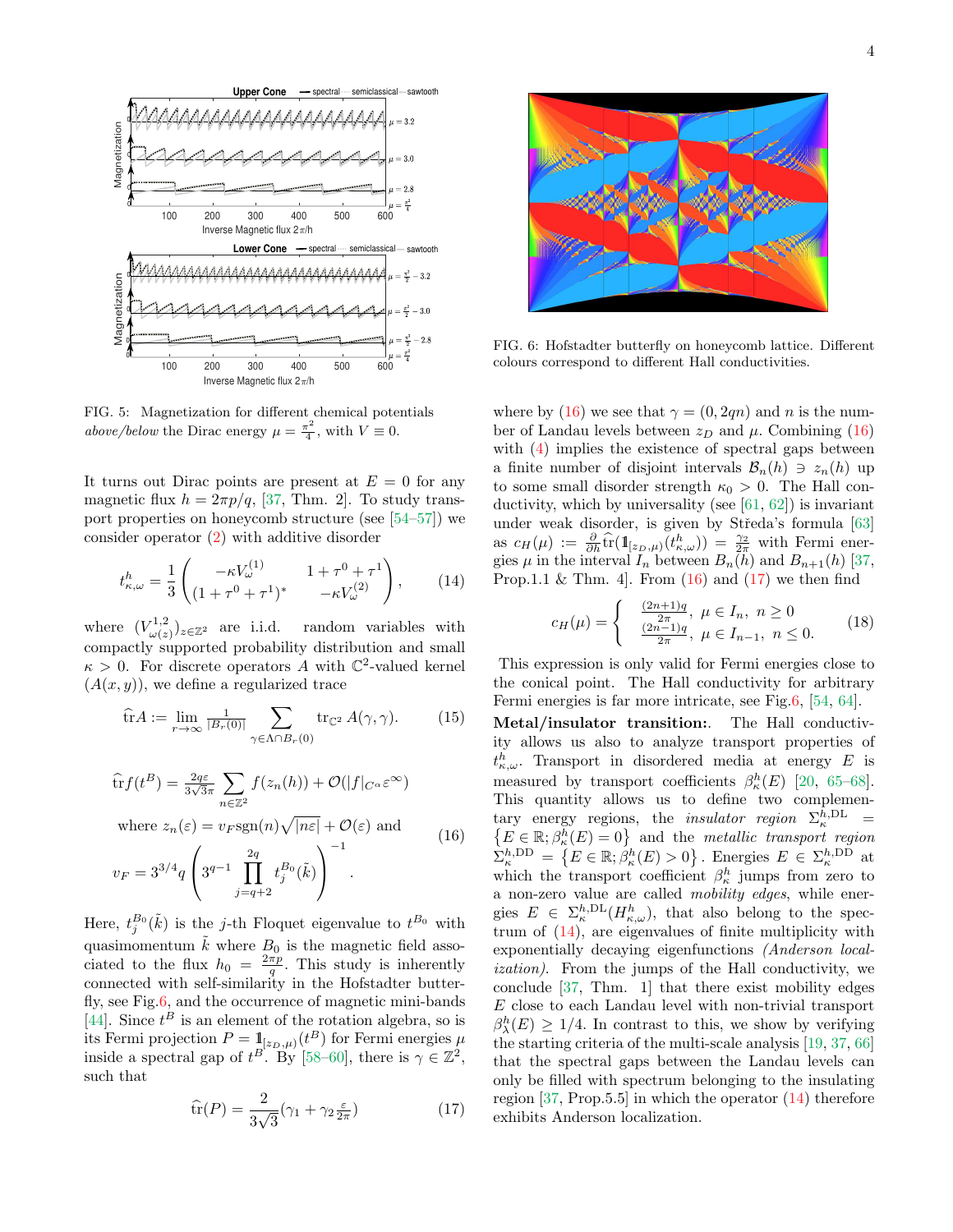FIG. 5: Magnetization for different chemical potentials *above/below* the Dirac energy $\mu = \frac{\pi^2}{4}$, with $V \equiv 0$.

It turns out Dirac points are present at $E = 0$ for any magnetic flux $h = 2\pi p/q$, [37, Thm. 2]. To study transport properties on honeycomb structure (see [54–57]) we consider operator (2) with additive disorder

$$t^h_{\kappa,\omega} = \frac{1}{3}\begin{pmatrix} -\kappa V^{(1)}_\omega & 1+\tau^0+\tau^1 \\ (1+\tau^0+\tau^1)^* & -\kappa V^{(2)}_\omega \end{pmatrix}, \tag{14}$$

where $(V^{1,2}_{\omega(z)})_{z\in\mathbb{Z}^2}$ are i.i.d. random variables with compactly supported probability distribution and small $\kappa > 0$. For discrete operators $A$ with $\mathbb{C}^2$-valued kernel $(A(x,y))$, we define a regularized trace

$$\widehat{\operatorname{tr}} A := \lim_{r\to\infty} \tfrac{1}{|B_r(0)|} \sum_{\gamma \in \Lambda\cap B_r(0)} \operatorname{tr}_{\mathbb{C}^2} A(\gamma,\gamma). \tag{15}$$

$$\begin{aligned} &\widehat{\operatorname{tr}} f(t^B) = \tfrac{2q\varepsilon}{3\sqrt{3}\pi} \sum_{n\in\mathbb{Z}^2} f(z_n(h)) + \mathcal{O}(|f|_{C^\alpha}\varepsilon^\infty) \\ &\text{where } z_n(\varepsilon) = v_F \operatorname{sgn}(n)\sqrt{|n\varepsilon|} + \mathcal{O}(\varepsilon) \text{ and} \\ &v_F = 3^{3/4} q \left(3^{q-1}\prod_{j=q+2}^{2q} t^{B_0}_j(\tilde{k})\right)^{-1}. \end{aligned} \tag{16}$$

Here, $t^{B_0}_j(\tilde{k})$ is the $j$-th Floquet eigenvalue to $t^{B_0}$ with quasimomentum $\tilde{k}$ where $B_0$ is the magnetic field associated to the flux $h_0 = \frac{2\pi p}{q}$. This study is inherently connected with self-similarity in the Hofstadter butterfly, see Fig.6, and the occurrence of magnetic mini-bands [44]. Since $t^B$ is an element of the rotation algebra, so is its Fermi projection $P = \mathbb{1}_{[z_D,\mu)}(t^B)$ for Fermi energies $\mu$ inside a spectral gap of $t^B$. By [58–60], there is $\gamma \in \mathbb{Z}^2$, such that

$$\widehat{\operatorname{tr}}(P) = \frac{2}{3\sqrt{3}}(\gamma_1 + \gamma_2 \tfrac{\varepsilon}{2\pi}) \tag{17}$$

FIG. 6: Hofstadter butterfly on honeycomb lattice. Different colours correspond to different Hall conductivities.

where by (16) we see that $\gamma = (0, 2qn)$ and $n$ is the number of Landau levels between $z_D$ and $\mu$. Combining (16) with (4) implies the existence of spectral gaps between a finite number of disjoint intervals $\mathcal{B}_n(h) \ni z_n(h)$ up to some small disorder strength $\kappa_0 > 0$. The Hall conductivity, which by universality (see [61, 62]) is invariant under weak disorder, is given by Středa's formula [63] as $c_H(\mu) := \frac{\partial}{\partial h}\widehat{\operatorname{tr}}(\mathbb{1}_{[z_D,\mu)}(t^h_{\kappa,\omega})) = \frac{\gamma_2}{2\pi}$ with Fermi energies $\mu$ in the interval $I_n$ between $B_n(h)$ and $B_{n+1}(h)$ [37, Prop.1.1 & Thm. 4]. From (16) and (17) we then find

$$c_H(\mu) = \begin{cases} \frac{(2n+1)q}{2\pi}, & \mu \in I_n,\ n \ge 0 \\ \frac{(2n-1)q}{2\pi}, & \mu \in I_{n-1},\ n \le 0. \end{cases} \tag{18}$$

This expression is only valid for Fermi energies close to the conical point. The Hall conductivity for arbitrary Fermi energies is far more intricate, see Fig.6, [54, 64].

**Metal/insulator transition:**. The Hall conductivity allows us also to analyze transport properties of $t^h_{\kappa,\omega}$. Transport in disordered media at energy $E$ is measured by transport coefficients $\beta^h_\kappa(E)$ [20, 65–68]. This quantity allows us to define two complementary energy regions, the *insulator region* $\Sigma^{h,\mathrm{DL}}_\kappa = \{E \in \mathbb{R}; \beta^h_\kappa(E) = 0\}$ and the *metallic transport region* $\Sigma^{h,\mathrm{DD}}_\kappa = \{E \in \mathbb{R}; \beta^h_\kappa(E) > 0\}$. Energies $E \in \Sigma^{h,\mathrm{DD}}_\kappa$ at which the transport coefficient $\beta^h_\kappa$ jumps from zero to a non-zero value are called *mobility edges*, while energies $E \in \Sigma^{h,\mathrm{DL}}_\kappa(H^h_{\kappa,\omega})$, that also belong to the spectrum of (14), are eigenvalues of finite multiplicity with exponentially decaying eigenfunctions *(Anderson localization)*. From the jumps of the Hall conductivity, we conclude [37, Thm. 1] that there exist mobility edges $E$ close to each Landau level with non-trivial transport $\beta^h_\lambda(E) \ge 1/4$. In contrast to this, we show by verifying the starting criteria of the multi-scale analysis [19, 37, 66] that the spectral gaps between the Landau levels can only be filled with spectrum belonging to the insulating region [37, Prop.5.5] in which the operator (14) therefore exhibits Anderson localization.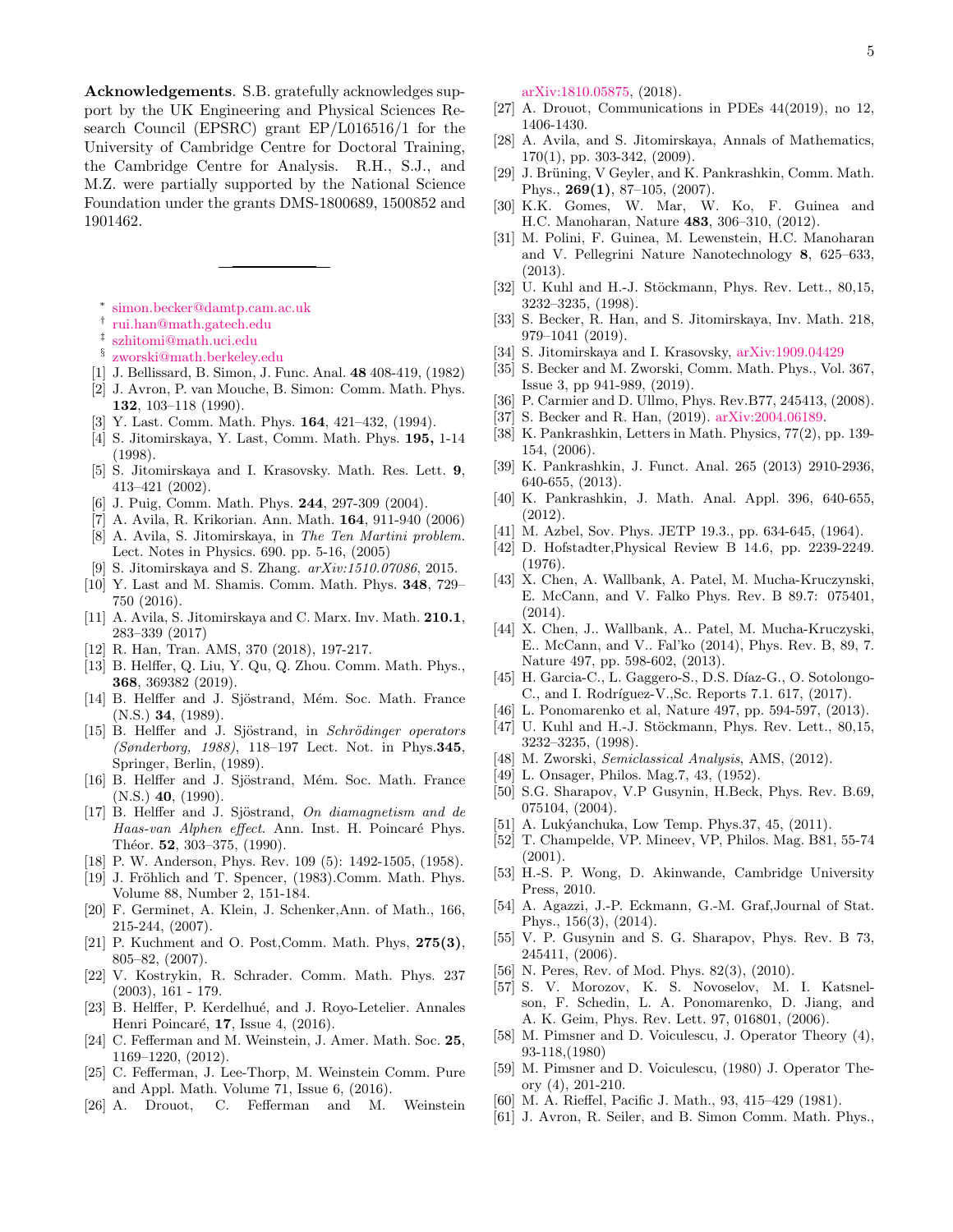**Acknowledgements**. S.B. gratefully acknowledges support by the UK Engineering and Physical Sciences Research Council (EPSRC) grant EP/L016516/1 for the University of Cambridge Centre for Doctoral Training, the Cambridge Centre for Analysis. R.H., S.J., and M.Z. were partially supported by the National Science Foundation under the grants DMS-1800689, 1500852 and 1901462.

---

- * simon.becker@damtp.cam.ac.uk
- † rui.han@math.gatech.edu
- ‡ szhitomi@math.uci.edu
- § zworski@math.berkeley.edu

[1] J. Bellissard, B. Simon, J. Func. Anal. **48** 408-419, (1982)
[2] J. Avron, P. van Mouche, B. Simon: Comm. Math. Phys. **132**, 103–118 (1990).
[3] Y. Last. Comm. Math. Phys. **164**, 421–432, (1994).
[4] S. Jitomirskaya, Y. Last, Comm. Math. Phys. **195,** 1-14 (1998).
[5] S. Jitomirskaya and I. Krasovsky. Math. Res. Lett. **9**, 413–421 (2002).
[6] J. Puig, Comm. Math. Phys. **244**, 297-309 (2004).
[7] A. Avila, R. Krikorian. Ann. Math. **164**, 911-940 (2006)
[8] A. Avila, S. Jitomirskaya, in *The Ten Martini problem*. Lect. Notes in Physics. 690. pp. 5-16, (2005)
[9] S. Jitomirskaya and S. Zhang. *arXiv:1510.07086*, 2015.
[10] Y. Last and M. Shamis. Comm. Math. Phys. **348**, 729–750 (2016).
[11] A. Avila, S. Jitomirskaya and C. Marx. Inv. Math. **210.1**, 283–339 (2017)
[12] R. Han, Tran. AMS, 370 (2018), 197-217.
[13] B. Helffer, Q. Liu, Y. Qu, Q. Zhou. Comm. Math. Phys., **368**, 369382 (2019).
[14] B. Helffer and J. Sjöstrand, Mém. Soc. Math. France (N.S.) **34**, (1989).
[15] B. Helffer and J. Sjöstrand, in *Schrödinger operators (Sønderborg, 1988)*, 118–197 Lect. Not. in Phys.**345**, Springer, Berlin, (1989).
[16] B. Helffer and J. Sjöstrand, Mém. Soc. Math. France (N.S.) **40**, (1990).
[17] B. Helffer and J. Sjöstrand, *On diamagnetism and de Haas-van Alphen effect*. Ann. Inst. H. Poincaré Phys. Théor. **52**, 303–375, (1990).
[18] P. W. Anderson, Phys. Rev. 109 (5): 1492-1505, (1958).
[19] J. Fröhlich and T. Spencer, (1983).Comm. Math. Phys. Volume 88, Number 2, 151-184.
[20] F. Germinet, A. Klein, J. Schenker,Ann. of Math., 166, 215-244, (2007).
[21] P. Kuchment and O. Post,Comm. Math. Phys, **275(3)**, 805–82, (2007).
[22] V. Kostrykin, R. Schrader. Comm. Math. Phys. 237 (2003), 161 - 179.
[23] B. Helffer, P. Kerdelhué, and J. Royo-Letelier. Annales Henri Poincaré, **17**, Issue 4, (2016).
[24] C. Fefferman and M. Weinstein, J. Amer. Math. Soc. **25**, 1169–1220, (2012).
[25] C. Fefferman, J. Lee-Thorp, M. Weinstein Comm. Pure and Appl. Math. Volume 71, Issue 6, (2016).
[26] A. Drouot, C. Fefferman and M. Weinstein arXiv:1810.05875, (2018).
[27] A. Drouot, Communications in PDEs 44(2019), no 12, 1406-1430.
[28] A. Avila, and S. Jitomirskaya, Annals of Mathematics, 170(1), pp. 303-342, (2009).
[29] J. Brüning, V Geyler, and K. Pankrashkin, Comm. Math. Phys., **269(1)**, 87–105, (2007).
[30] K.K. Gomes, W. Mar, W. Ko, F. Guinea and H.C. Manoharan, Nature **483**, 306–310, (2012).
[31] M. Polini, F. Guinea, M. Lewenstein, H.C. Manoharan and V. Pellegrini Nature Nanotechnology **8**, 625–633, (2013).
[32] U. Kuhl and H.-J. Stöckmann, Phys. Rev. Lett., 80,15, 3232–3235, (1998).
[33] S. Becker, R. Han, and S. Jitomirskaya, Inv. Math. 218, 979–1041 (2019).
[34] S. Jitomirskaya and I. Krasovsky, arXiv:1909.04429
[35] S. Becker and M. Zworski, Comm. Math. Phys., Vol. 367, Issue 3, pp 941-989, (2019).
[36] P. Carmier and D. Ullmo, Phys. Rev.B77, 245413, (2008).
[37] S. Becker and R. Han, (2019). arXiv:2004.06189.
[38] K. Pankrashkin, Letters in Math. Physics, 77(2), pp. 139-154, (2006).
[39] K. Pankrashkin, J. Funct. Anal. 265 (2013) 2910-2936, 640-655, (2013).
[40] K. Pankrashkin, J. Math. Anal. Appl. 396, 640-655, (2012).
[41] M. Azbel, Sov. Phys. JETP 19.3., pp. 634-645, (1964).
[42] D. Hofstadter,Physical Review B 14.6, pp. 2239-2249. (1976).
[43] X. Chen, A. Wallbank, A. Patel, M. Mucha-Kruczynski, E. McCann, and V. Falko Phys. Rev. B 89.7: 075401, (2014).
[44] X. Chen, J.. Wallbank, A.. Patel, M. Mucha-Kruczyski, E.. McCann, and V.. Fal'ko (2014), Phys. Rev. B, 89, 7. Nature 497, pp. 598-602, (2013).
[45] H. Garcia-C., L. Gaggero-S., D.S. Díaz-G., O. Sotolongo-C., and I. Rodríguez-V.,Sc. Reports 7.1. 617, (2017).
[46] L. Ponomarenko et al, Nature 497, pp. 594-597, (2013).
[47] U. Kuhl and H.-J. Stöckmann, Phys. Rev. Lett., 80,15, 3232–3235, (1998).
[48] M. Zworski, *Semiclassical Analysis*, AMS, (2012).
[49] L. Onsager, Philos. Mag.7, 43, (1952).
[50] S.G. Sharapov, V.P Gusynin, H.Beck, Phys. Rev. B.69, 075104, (2004).
[51] A. Lukýanchuka, Low Temp. Phys.37, 45, (2011).
[52] T. Champelde, VP. Mineev, VP, Philos. Mag. B81, 55-74 (2001).
[53] H.-S. P. Wong, D. Akinwande, Cambridge University Press, 2010.
[54] A. Agazzi, J.-P. Eckmann, G.-M. Graf,Journal of Stat. Phys., 156(3), (2014).
[55] V. P. Gusynin and S. G. Sharapov, Phys. Rev. B 73, 245411, (2006).
[56] N. Peres, Rev. of Mod. Phys. 82(3), (2010).
[57] S. V. Morozov, K. S. Novoselov, M. I. Katsnelson, F. Schedin, L. A. Ponomarenko, D. Jiang, and A. K. Geim, Phys. Rev. Lett. 97, 016801, (2006).
[58] M. Pimsner and D. Voiculescu, J. Operator Theory (4), 93-118,(1980)
[59] M. Pimsner and D. Voiculescu, (1980) J. Operator Theory (4), 201-210.
[60] M. A. Rieffel, Pacific J. Math., 93, 415–429 (1981).
[61] J. Avron, R. Seiler, and B. Simon Comm. Math. Phys.,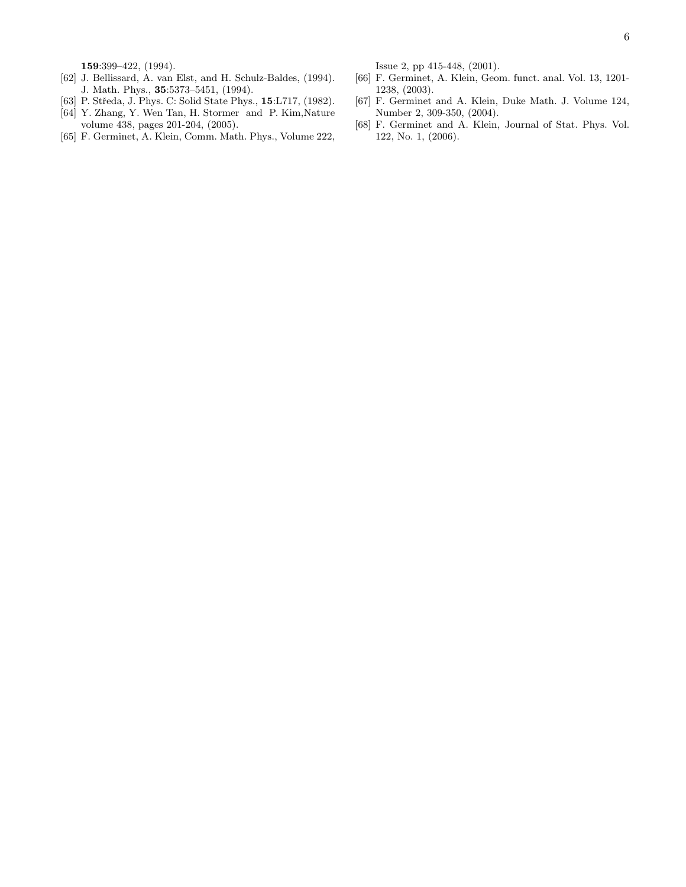**159**:399–422, (1994).

[62] J. Bellissard, A. van Elst, and H. Schulz-Baldes, (1994). J. Math. Phys., **35**:5373–5451, (1994).

[63] P. Středa, J. Phys. C: Solid State Phys., **15**:L717, (1982).

[64] Y. Zhang, Y. Wen Tan, H. Stormer and P. Kim,Nature volume 438, pages 201-204, (2005).

[65] F. Germinet, A. Klein, Comm. Math. Phys., Volume 222, Issue 2, pp 415-448, (2001).

[66] F. Germinet, A. Klein, Geom. funct. anal. Vol. 13, 1201-1238, (2003).

[67] F. Germinet and A. Klein, Duke Math. J. Volume 124, Number 2, 309-350, (2004).

[68] F. Germinet and A. Klein, Journal of Stat. Phys. Vol. 122, No. 1, (2006).